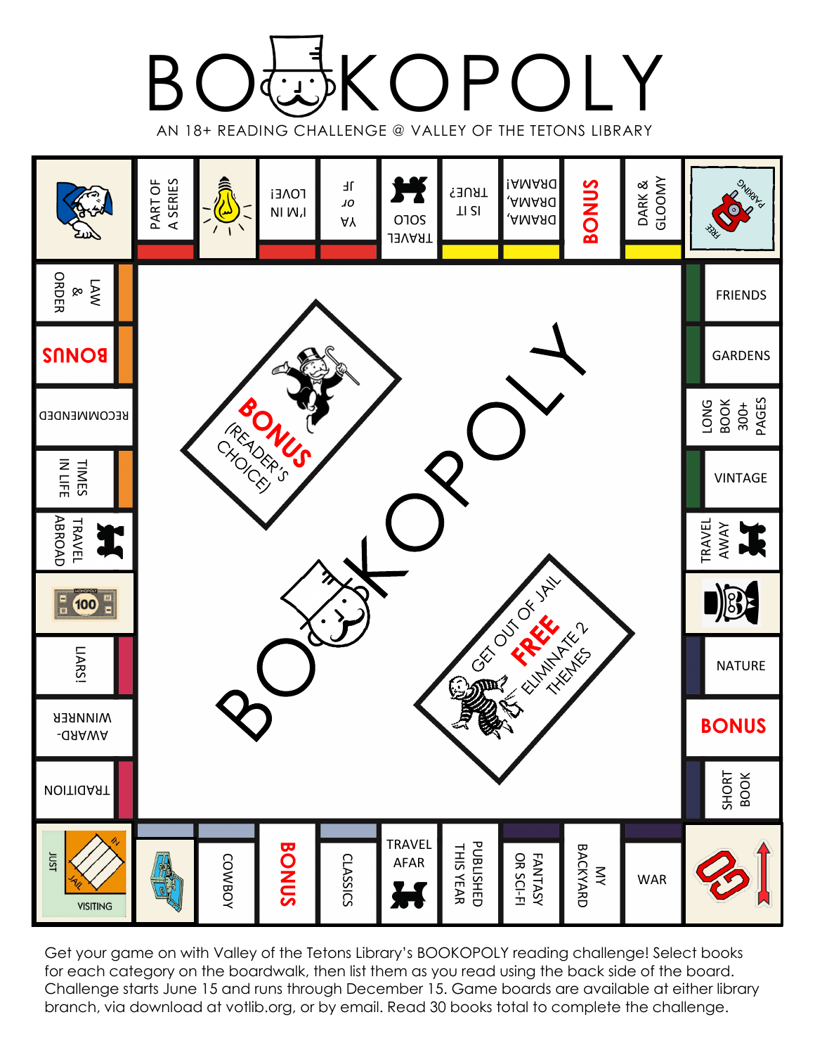# BOOKOPOLY

AN 18+ READING CHALLENGE @ VALLEY OF THE TETONS LIBRARY

GO

WAR

MY BACKYARD

FANTASY OR SCI-FI

PUBLISHED THIS YEAR

TRAVEL AFAR

CLASSICS

BONUS

COWBOY

JUST VISITING / IN JAIL

TRADITION

AWARD-WINNER

LIARS!

100

TRAVEL ABROAD

TIMES IN LIFE

RECOMMENDED

BONUS

LAW & ORDER

PART OF A SERIES

I'M IN LOVE!

YA or JF

TRAVEL SOLO

IS IT TRUE?

DRAMA, DRAMA, DRAMA!

BONUS

DARK & GLOOMY

FREE PARKING

FRIENDS

GARDENS

LONG BOOK 300+ PAGES

VINTAGE

TRAVEL AWAY

NATURE

BONUS

SHORT BOOK

BONUS (READER'S CHOICE)

GET OUT OF JAIL FREE ELIMINATE 2 THEMES

BOOKOPOLY

Get your game on with Valley of the Tetons Library's BOOKOPOLY reading challenge! Select books for each category on the boardwalk, then list them as you read using the back side of the board. Challenge starts June 15 and runs through December 15. Game boards are available at either library branch, via download at votlib.org, or by email. Read 30 books total to complete the challenge.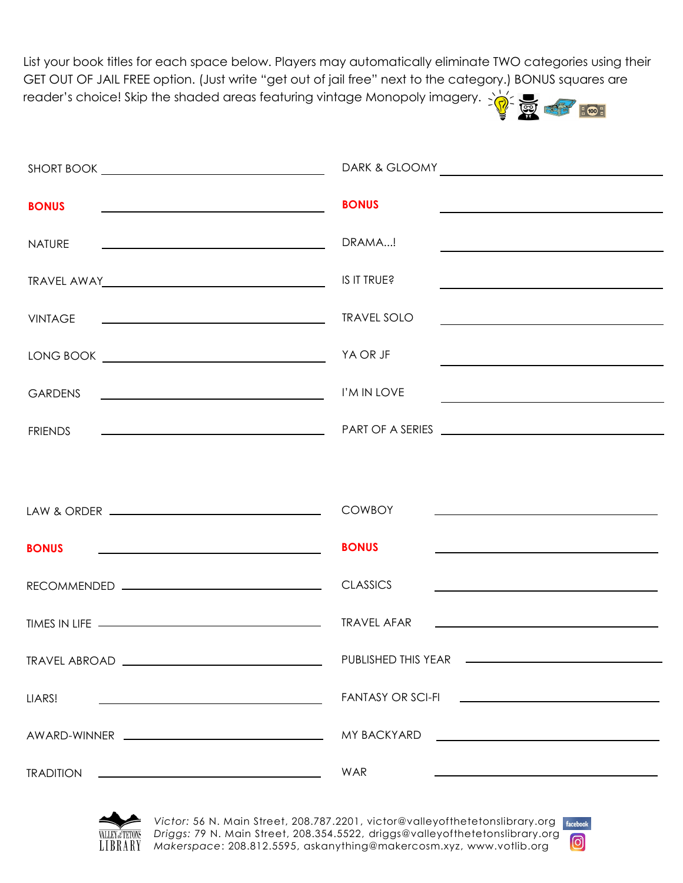List your book titles for each space below. Players may automatically eliminate TWO categories using their GET OUT OF JAIL FREE option. (Just write "get out of jail free" next to the category.) BONUS squares are reader's choice! Skip the shaded areas featuring vintage Monopoly imagery.

SHORT BOOK ______________________________

**BONUS** ______________________________

NATURE ______________________________

TRAVEL AWAY ______________________________

VINTAGE ______________________________

LONG BOOK ______________________________

GARDENS ______________________________

FRIENDS ______________________________

DARK & GLOOMY ______________________________

**BONUS** ______________________________

DRAMA...! ______________________________

IS IT TRUE? ______________________________

TRAVEL SOLO ______________________________

YA OR JF ______________________________

I'M IN LOVE ______________________________

PART OF A SERIES ______________________________

LAW & ORDER ______________________________

**BONUS** ______________________________

RECOMMENDED ______________________________

TIMES IN LIFE ______________________________

TRAVEL ABROAD ______________________________

LIARS! ______________________________

AWARD-WINNER ______________________________

TRADITION ______________________________

COWBOY ______________________________

**BONUS** ______________________________

CLASSICS ______________________________

TRAVEL AFAR ______________________________

PUBLISHED THIS YEAR ______________________________

FANTASY OR SCI-FI ______________________________

MY BACKYARD ______________________________

WAR ______________________________

VALLEY of the TETONS LIBRARY

*Victor:* 56 N. Main Street, 208.787.2201, victor@valleyofthetetonslibrary.org
*Driggs:* 79 N. Main Street, 208.354.5522, driggs@valleyofthetetonslibrary.org
*Makerspace:* 208.812.5595, askanything@makercosm.xyz, www.votlib.org

facebook